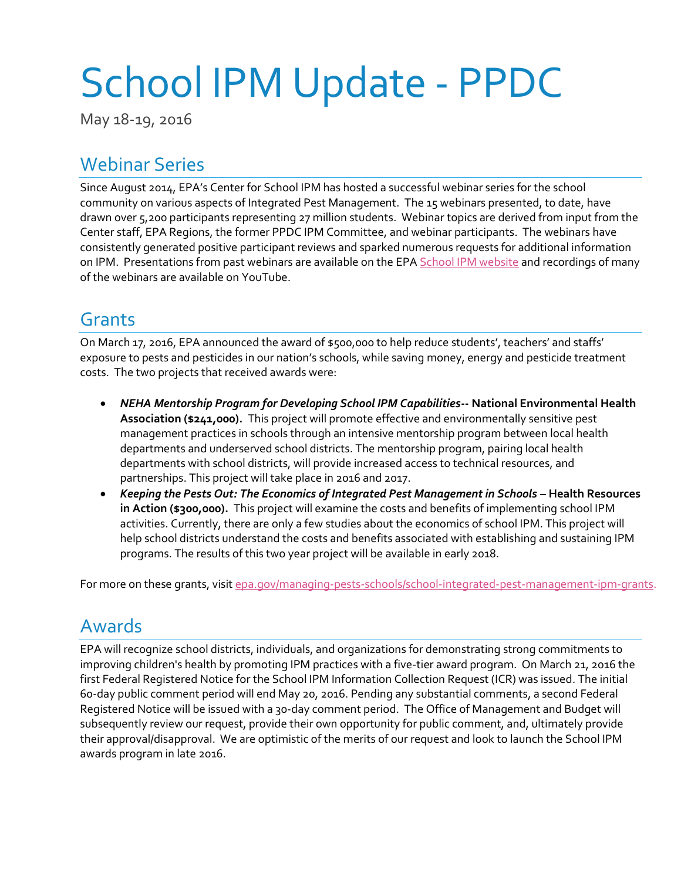# School IPM Update - PPDC

May 18-19, 2016

## Webinar Series

Since August 2014, EPA's Center for School IPM has hosted a successful webinar series for the school community on various aspects of Integrated Pest Management. The 15 webinars presented, to date, have drawn over 5,200 participants representing 27 million students. Webinar topics are derived from input from the Center staff, EPA Regions, the former PPDC IPM Committee, and webinar participants. The webinars have consistently generated positive participant reviews and sparked numerous requests for additional information on IPM. Presentations from past webinars are available on the EPA School IPM website and recordings of many of the webinars are available on YouTube.

## Grants

On March 17, 2016, EPA announced the award of $500,000 to help reduce students', teachers' and staffs' exposure to pests and pesticides in our nation's schools, while saving money, energy and pesticide treatment costs. The two projects that received awards were:

- ***NEHA Mentorship Program for Developing School IPM Capabilities*-- National Environmental Health Association ($241,000).** This project will promote effective and environmentally sensitive pest management practices in schools through an intensive mentorship program between local health departments and underserved school districts. The mentorship program, pairing local health departments with school districts, will provide increased access to technical resources, and partnerships. This project will take place in 2016 and 2017.
- ***Keeping the Pests Out: The Economics of Integrated Pest Management in Schools* – Health Resources in Action ($300,000).** This project will examine the costs and benefits of implementing school IPM activities. Currently, there are only a few studies about the economics of school IPM. This project will help school districts understand the costs and benefits associated with establishing and sustaining IPM programs. The results of this two year project will be available in early 2018.

For more on these grants, visit epa.gov/managing-pests-schools/school-integrated-pest-management-ipm-grants.

## Awards

EPA will recognize school districts, individuals, and organizations for demonstrating strong commitments to improving children's health by promoting IPM practices with a five-tier award program. On March 21, 2016 the first Federal Registered Notice for the School IPM Information Collection Request (ICR) was issued. The initial 60-day public comment period will end May 20, 2016. Pending any substantial comments, a second Federal Registered Notice will be issued with a 30-day comment period. The Office of Management and Budget will subsequently review our request, provide their own opportunity for public comment, and, ultimately provide their approval/disapproval. We are optimistic of the merits of our request and look to launch the School IPM awards program in late 2016.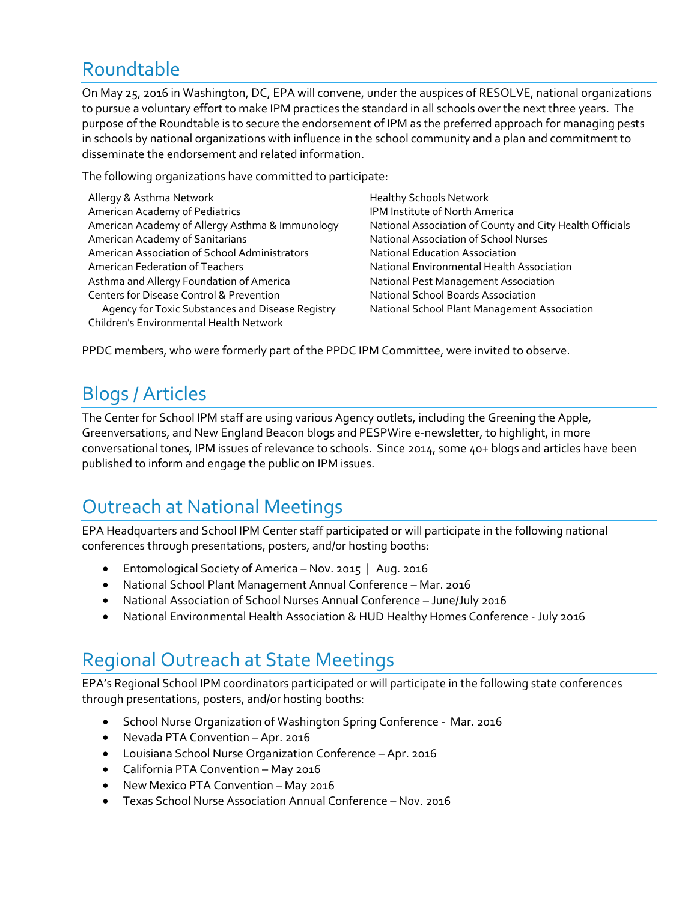## Roundtable

On May 25, 2016 in Washington, DC, EPA will convene, under the auspices of RESOLVE, national organizations to pursue a voluntary effort to make IPM practices the standard in all schools over the next three years. The purpose of the Roundtable is to secure the endorsement of IPM as the preferred approach for managing pests in schools by national organizations with influence in the school community and a plan and commitment to disseminate the endorsement and related information.

The following organizations have committed to participate:

- Allergy & Asthma Network
- American Academy of Pediatrics
- American Academy of Allergy Asthma & Immunology
- American Academy of Sanitarians
- American Association of School Administrators
- American Federation of Teachers
- Asthma and Allergy Foundation of America
- Centers for Disease Control & Prevention
    - Agency for Toxic Substances and Disease Registry
- Children's Environmental Health Network
- Healthy Schools Network
- IPM Institute of North America
- National Association of County and City Health Officials
- National Association of School Nurses
- National Education Association
- National Environmental Health Association
- National Pest Management Association
- National School Boards Association
- National School Plant Management Association

PPDC members, who were formerly part of the PPDC IPM Committee, were invited to observe.

## Blogs / Articles

The Center for School IPM staff are using various Agency outlets, including the Greening the Apple, Greenversations, and New England Beacon blogs and PESPWire e-newsletter, to highlight, in more conversational tones, IPM issues of relevance to schools. Since 2014, some 40+ blogs and articles have been published to inform and engage the public on IPM issues.

## Outreach at National Meetings

EPA Headquarters and School IPM Center staff participated or will participate in the following national conferences through presentations, posters, and/or hosting booths:

- Entomological Society of America – Nov. 2015 | Aug. 2016
- National School Plant Management Annual Conference – Mar. 2016
- National Association of School Nurses Annual Conference – June/July 2016
- National Environmental Health Association & HUD Healthy Homes Conference - July 2016

## Regional Outreach at State Meetings

EPA's Regional School IPM coordinators participated or will participate in the following state conferences through presentations, posters, and/or hosting booths:

- School Nurse Organization of Washington Spring Conference - Mar. 2016
- Nevada PTA Convention – Apr. 2016
- Louisiana School Nurse Organization Conference – Apr. 2016
- California PTA Convention – May 2016
- New Mexico PTA Convention – May 2016
- Texas School Nurse Association Annual Conference – Nov. 2016